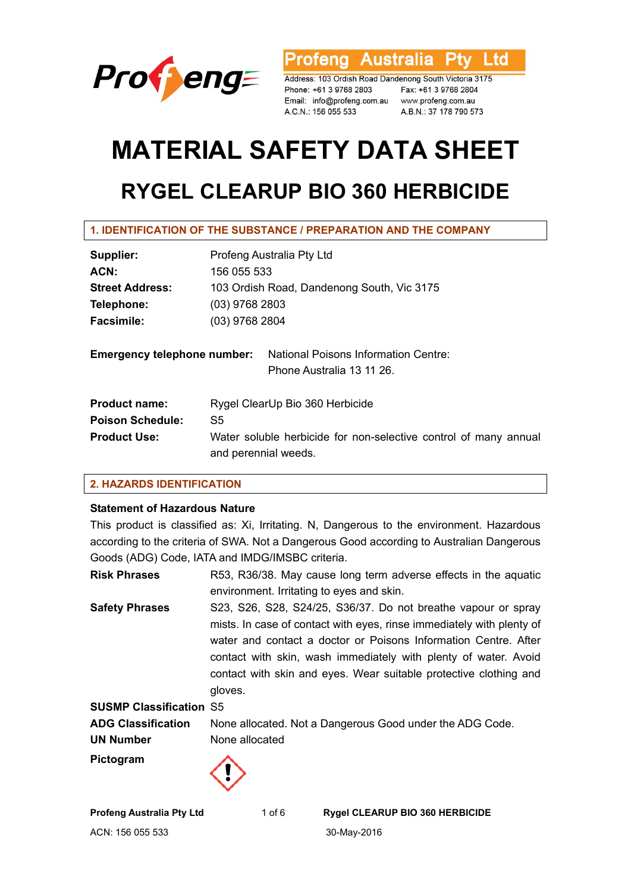Profeng Australia Pty Ltd

Address: 103 Ordish Road Dandenong South Victoria 3175
Phone: +61 3 9768 2803 Fax: +61 3 9768 2804
Email: info@profeng.com.au www.profeng.com.au
A.C.N.: 156 055 533 A.B.N.: 37 178 790 573

# MATERIAL SAFETY DATA SHEET

# RYGEL CLEARUP BIO 360 HERBICIDE

## 1. IDENTIFICATION OF THE SUBSTANCE / PREPARATION AND THE COMPANY

| | |
|---|---|
| **Supplier:** | Profeng Australia Pty Ltd |
| **ACN:** | 156 055 533 |
| **Street Address:** | 103 Ordish Road, Dandenong South, Vic 3175 |
| **Telephone:** | (03) 9768 2803 |
| **Facsimile:** | (03) 9768 2804 |

**Emergency telephone number:** National Poisons Information Centre: Phone Australia 13 11 26.

| | |
|---|---|
| **Product name:** | Rygel ClearUp Bio 360 Herbicide |
| **Poison Schedule:** | S5 |
| **Product Use:** | Water soluble herbicide for non-selective control of many annual and perennial weeds. |

## 2. HAZARDS IDENTIFICATION

**Statement of Hazardous Nature**

This product is classified as: Xi, Irritating. N, Dangerous to the environment. Hazardous according to the criteria of SWA. Not a Dangerous Good according to Australian Dangerous Goods (ADG) Code, IATA and IMDG/IMSBC criteria.

| | |
|---|---|
| **Risk Phrases** | R53, R36/38. May cause long term adverse effects in the aquatic environment. Irritating to eyes and skin. |
| **Safety Phrases** | S23, S26, S28, S24/25, S36/37. Do not breathe vapour or spray mists. In case of contact with eyes, rinse immediately with plenty of water and contact a doctor or Poisons Information Centre. After contact with skin, wash immediately with plenty of water. Avoid contact with skin and eyes. Wear suitable protective clothing and gloves. |
| **SUSMP Classification** | S5 |
| **ADG Classification** | None allocated. Not a Dangerous Good under the ADG Code. |
| **UN Number** | None allocated |
| **Pictogram** | |

ACN: 156 055 533

30-May-2016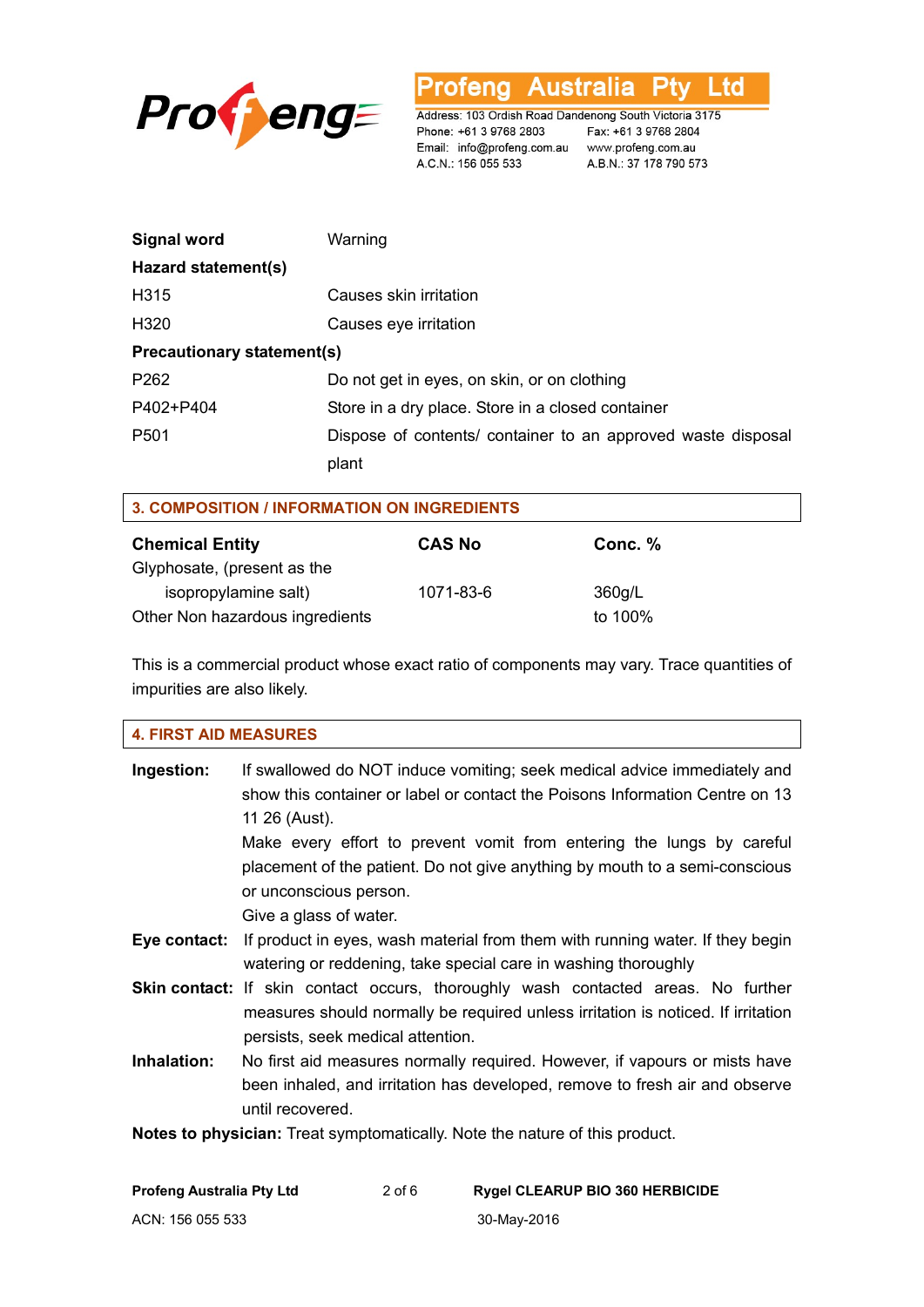| | |
|---|---|
| **Signal word** | Warning |
| **Hazard statement(s)** | |
| H315 | Causes skin irritation |
| H320 | Causes eye irritation |
| **Precautionary statement(s)** | |
| P262 | Do not get in eyes, on skin, or on clothing |
| P402+P404 | Store in a dry place. Store in a closed container |
| P501 | Dispose of contents/ container to an approved waste disposal plant |

## 3. COMPOSITION / INFORMATION ON INGREDIENTS

| Chemical Entity | CAS No | Conc. % |
|---|---|---|
| Glyphosate, (present as the isopropylamine salt) | 1071-83-6 | 360g/L |
| Other Non hazardous ingredients | | to 100% |

This is a commercial product whose exact ratio of components may vary. Trace quantities of impurities are also likely.

## 4. FIRST AID MEASURES

**Ingestion:** If swallowed do NOT induce vomiting; seek medical advice immediately and show this container or label or contact the Poisons Information Centre on 13 11 26 (Aust).
Make every effort to prevent vomit from entering the lungs by careful placement of the patient. Do not give anything by mouth to a semi-conscious or unconscious person.
Give a glass of water.

**Eye contact:** If product in eyes, wash material from them with running water. If they begin watering or reddening, take special care in washing thoroughly

**Skin contact:** If skin contact occurs, thoroughly wash contacted areas. No further measures should normally be required unless irritation is noticed. If irritation persists, seek medical attention.

**Inhalation:** No first aid measures normally required. However, if vapours or mists have been inhaled, and irritation has developed, remove to fresh air and observe until recovered.

**Notes to physician:** Treat symptomatically. Note the nature of this product.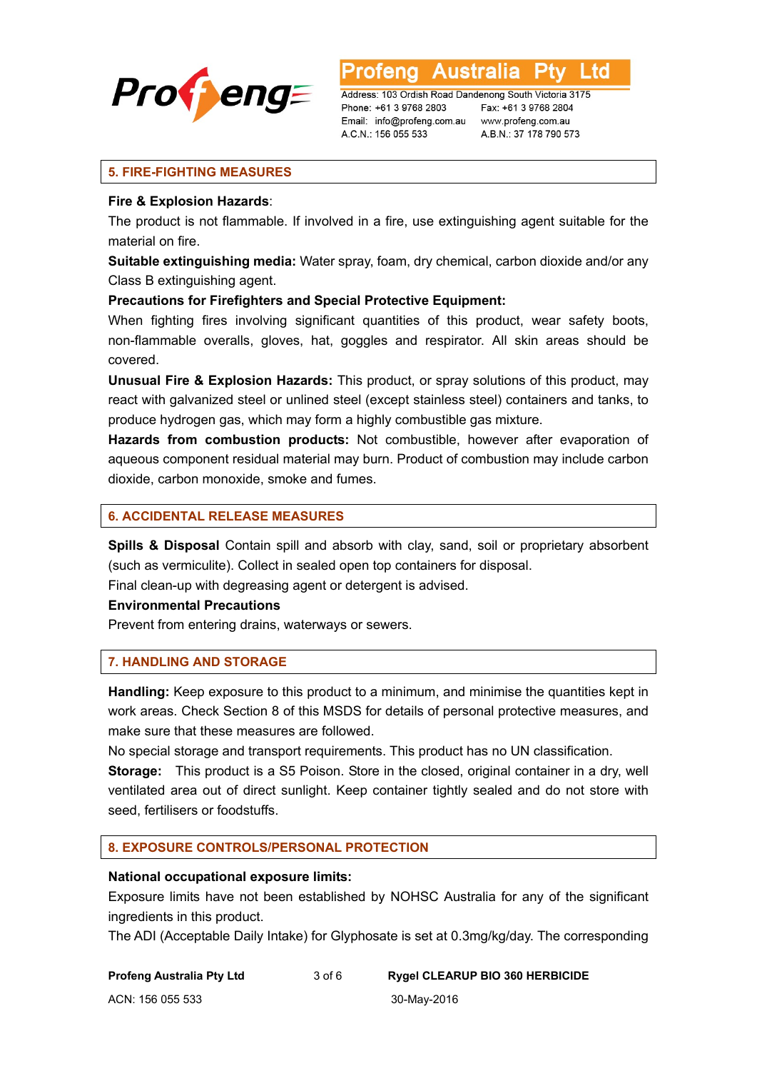## 5. FIRE-FIGHTING MEASURES

**Fire & Explosion Hazards**:

The product is not flammable. If involved in a fire, use extinguishing agent suitable for the material on fire.

**Suitable extinguishing media:** Water spray, foam, dry chemical, carbon dioxide and/or any Class B extinguishing agent.

**Precautions for Firefighters and Special Protective Equipment:**

When fighting fires involving significant quantities of this product, wear safety boots, non-flammable overalls, gloves, hat, goggles and respirator. All skin areas should be covered.

**Unusual Fire & Explosion Hazards:** This product, or spray solutions of this product, may react with galvanized steel or unlined steel (except stainless steel) containers and tanks, to produce hydrogen gas, which may form a highly combustible gas mixture.

**Hazards from combustion products:** Not combustible, however after evaporation of aqueous component residual material may burn. Product of combustion may include carbon dioxide, carbon monoxide, smoke and fumes.

## 6. ACCIDENTAL RELEASE MEASURES

**Spills & Disposal** Contain spill and absorb with clay, sand, soil or proprietary absorbent (such as vermiculite). Collect in sealed open top containers for disposal.

Final clean-up with degreasing agent or detergent is advised.

**Environmental Precautions**

Prevent from entering drains, waterways or sewers.

## 7. HANDLING AND STORAGE

**Handling:** Keep exposure to this product to a minimum, and minimise the quantities kept in work areas. Check Section 8 of this MSDS for details of personal protective measures, and make sure that these measures are followed.

No special storage and transport requirements. This product has no UN classification.

**Storage:** This product is a S5 Poison. Store in the closed, original container in a dry, well ventilated area out of direct sunlight. Keep container tightly sealed and do not store with seed, fertilisers or foodstuffs.

## 8. EXPOSURE CONTROLS/PERSONAL PROTECTION

**National occupational exposure limits:**

Exposure limits have not been established by NOHSC Australia for any of the significant ingredients in this product.

The ADI (Acceptable Daily Intake) for Glyphosate is set at 0.3mg/kg/day. The corresponding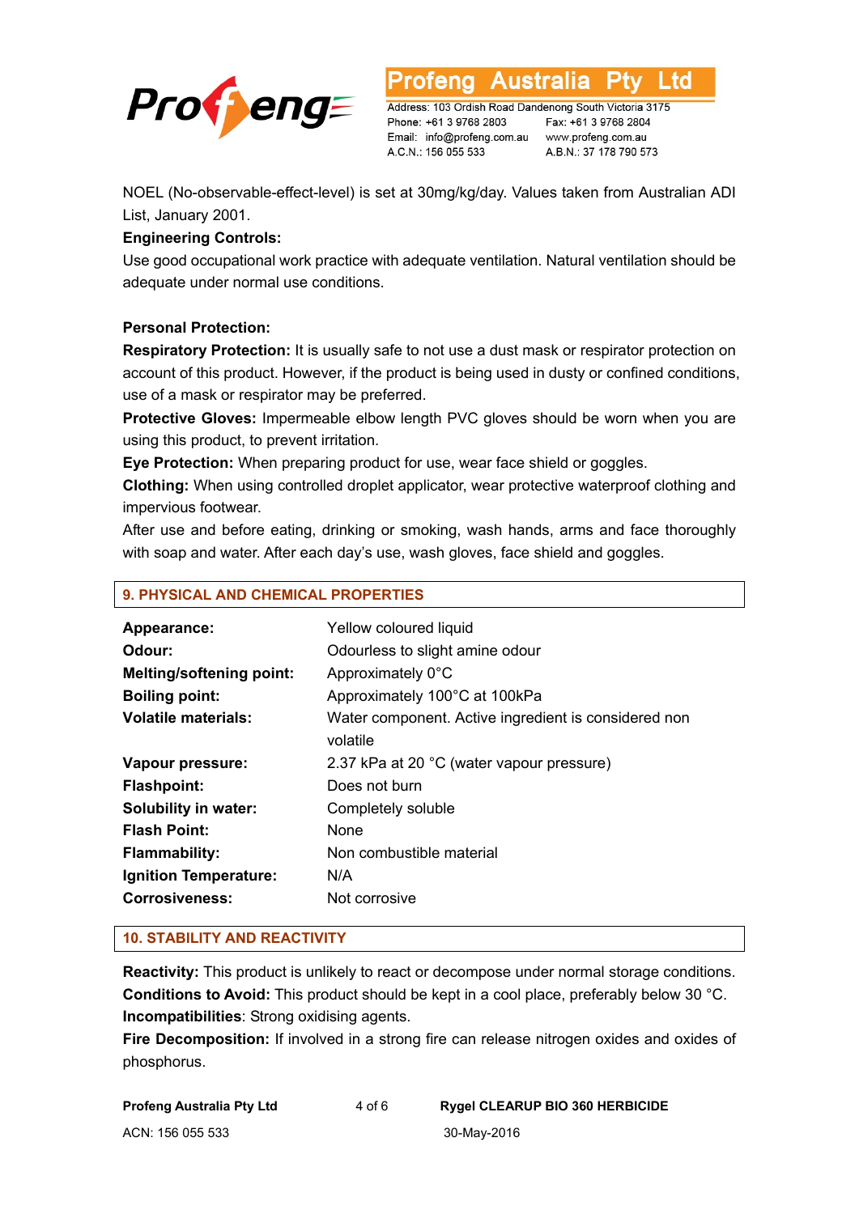NOEL (No-observable-effect-level) is set at 30mg/kg/day. Values taken from Australian ADI List, January 2001.

**Engineering Controls:**

Use good occupational work practice with adequate ventilation. Natural ventilation should be adequate under normal use conditions.

**Personal Protection:**

**Respiratory Protection:** It is usually safe to not use a dust mask or respirator protection on account of this product. However, if the product is being used in dusty or confined conditions, use of a mask or respirator may be preferred.

**Protective Gloves:** Impermeable elbow length PVC gloves should be worn when you are using this product, to prevent irritation.

**Eye Protection:** When preparing product for use, wear face shield or goggles.

**Clothing:** When using controlled droplet applicator, wear protective waterproof clothing and impervious footwear.

After use and before eating, drinking or smoking, wash hands, arms and face thoroughly with soap and water. After each day's use, wash gloves, face shield and goggles.

## 9. PHYSICAL AND CHEMICAL PROPERTIES

| | |
|---|---|
| **Appearance:** | Yellow coloured liquid |
| **Odour:** | Odourless to slight amine odour |
| **Melting/softening point:** | Approximately 0°C |
| **Boiling point:** | Approximately 100°C at 100kPa |
| **Volatile materials:** | Water component. Active ingredient is considered non volatile |
| **Vapour pressure:** | 2.37 kPa at 20 °C (water vapour pressure) |
| **Flashpoint:** | Does not burn |
| **Solubility in water:** | Completely soluble |
| **Flash Point:** | None |
| **Flammability:** | Non combustible material |
| **Ignition Temperature:** | N/A |
| **Corrosiveness:** | Not corrosive |

## 10. STABILITY AND REACTIVITY

**Reactivity:** This product is unlikely to react or decompose under normal storage conditions.

**Conditions to Avoid:** This product should be kept in a cool place, preferably below 30 °C.

**Incompatibilities**: Strong oxidising agents.

**Fire Decomposition:** If involved in a strong fire can release nitrogen oxides and oxides of phosphorus.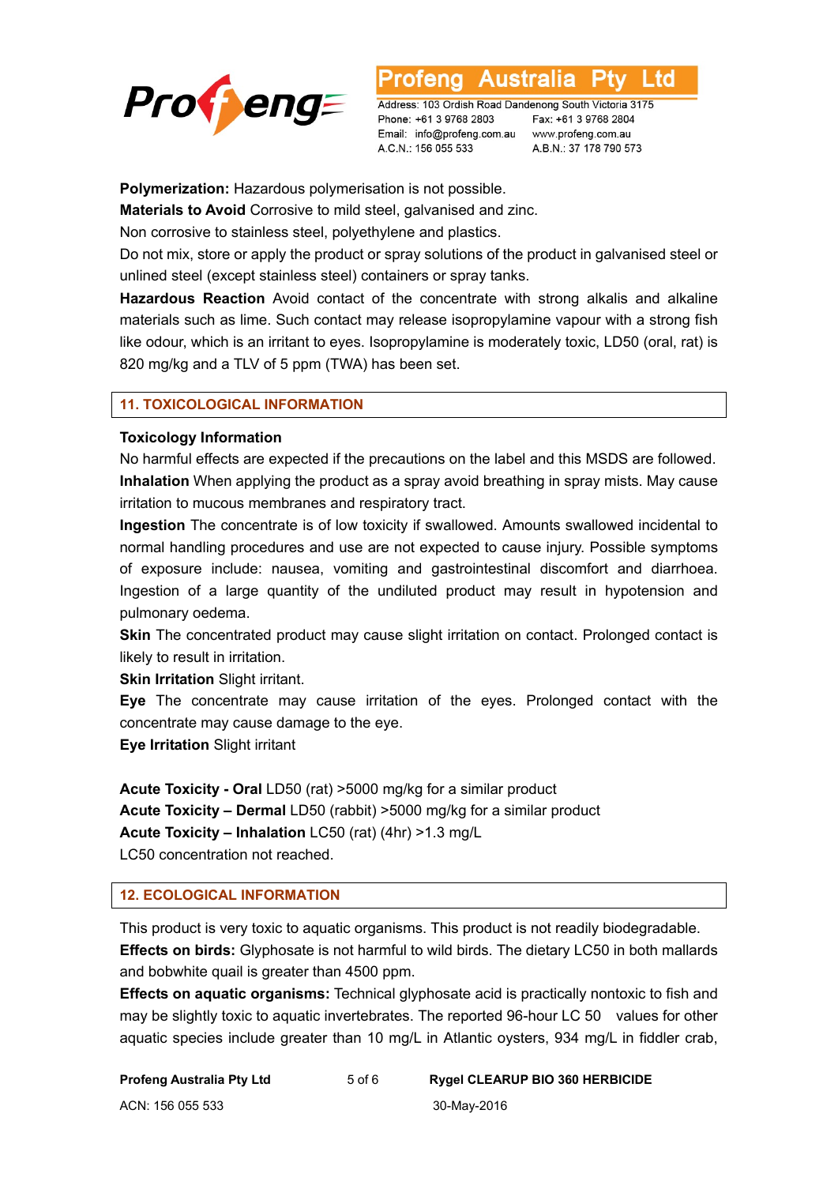**Polymerization:** Hazardous polymerisation is not possible.

**Materials to Avoid** Corrosive to mild steel, galvanised and zinc.

Non corrosive to stainless steel, polyethylene and plastics.

Do not mix, store or apply the product or spray solutions of the product in galvanised steel or unlined steel (except stainless steel) containers or spray tanks.

**Hazardous Reaction** Avoid contact of the concentrate with strong alkalis and alkaline materials such as lime. Such contact may release isopropylamine vapour with a strong fish like odour, which is an irritant to eyes. Isopropylamine is moderately toxic, LD50 (oral, rat) is 820 mg/kg and a TLV of 5 ppm (TWA) has been set.

## 11. TOXICOLOGICAL INFORMATION

**Toxicology Information**

No harmful effects are expected if the precautions on the label and this MSDS are followed.

**Inhalation** When applying the product as a spray avoid breathing in spray mists. May cause irritation to mucous membranes and respiratory tract.

**Ingestion** The concentrate is of low toxicity if swallowed. Amounts swallowed incidental to normal handling procedures and use are not expected to cause injury. Possible symptoms of exposure include: nausea, vomiting and gastrointestinal discomfort and diarrhoea. Ingestion of a large quantity of the undiluted product may result in hypotension and pulmonary oedema.

**Skin** The concentrated product may cause slight irritation on contact. Prolonged contact is likely to result in irritation.

**Skin Irritation** Slight irritant.

**Eye** The concentrate may cause irritation of the eyes. Prolonged contact with the concentrate may cause damage to the eye.

**Eye Irritation** Slight irritant

**Acute Toxicity - Oral** LD50 (rat) >5000 mg/kg for a similar product

**Acute Toxicity – Dermal** LD50 (rabbit) >5000 mg/kg for a similar product

**Acute Toxicity – Inhalation** LC50 (rat) (4hr) >1.3 mg/L

LC50 concentration not reached.

## 12. ECOLOGICAL INFORMATION

This product is very toxic to aquatic organisms. This product is not readily biodegradable.

**Effects on birds:** Glyphosate is not harmful to wild birds. The dietary LC50 in both mallards and bobwhite quail is greater than 4500 ppm.

**Effects on aquatic organisms:** Technical glyphosate acid is practically nontoxic to fish and may be slightly toxic to aquatic invertebrates. The reported 96-hour LC 50 values for other aquatic species include greater than 10 mg/L in Atlantic oysters, 934 mg/L in fiddler crab,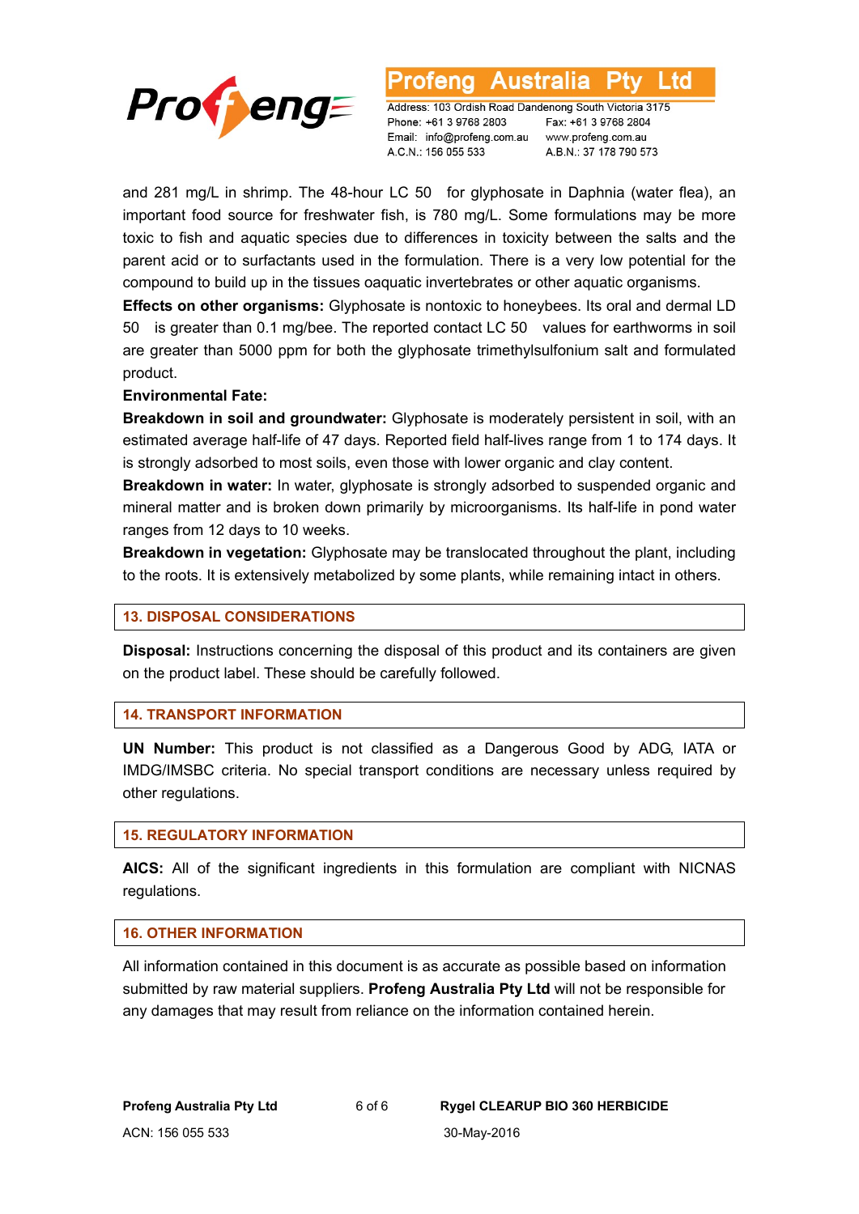and 281 mg/L in shrimp. The 48-hour LC 50 for glyphosate in Daphnia (water flea), an important food source for freshwater fish, is 780 mg/L. Some formulations may be more toxic to fish and aquatic species due to differences in toxicity between the salts and the parent acid or to surfactants used in the formulation. There is a very low potential for the compound to build up in the tissues oaquatic invertebrates or other aquatic organisms.

**Effects on other organisms:** Glyphosate is nontoxic to honeybees. Its oral and dermal LD 50 is greater than 0.1 mg/bee. The reported contact LC 50 values for earthworms in soil are greater than 5000 ppm for both the glyphosate trimethylsulfonium salt and formulated product.

**Environmental Fate:**

**Breakdown in soil and groundwater:** Glyphosate is moderately persistent in soil, with an estimated average half-life of 47 days. Reported field half-lives range from 1 to 174 days. It is strongly adsorbed to most soils, even those with lower organic and clay content.

**Breakdown in water:** In water, glyphosate is strongly adsorbed to suspended organic and mineral matter and is broken down primarily by microorganisms. Its half-life in pond water ranges from 12 days to 10 weeks.

**Breakdown in vegetation:** Glyphosate may be translocated throughout the plant, including to the roots. It is extensively metabolized by some plants, while remaining intact in others.

## 13. DISPOSAL CONSIDERATIONS

**Disposal:** Instructions concerning the disposal of this product and its containers are given on the product label. These should be carefully followed.

## 14. TRANSPORT INFORMATION

**UN Number:** This product is not classified as a Dangerous Good by ADG, IATA or IMDG/IMSBC criteria. No special transport conditions are necessary unless required by other regulations.

## 15. REGULATORY INFORMATION

**AICS:** All of the significant ingredients in this formulation are compliant with NICNAS regulations.

## 16. OTHER INFORMATION

All information contained in this document is as accurate as possible based on information submitted by raw material suppliers. **Profeng Australia Pty Ltd** will not be responsible for any damages that may result from reliance on the information contained herein.